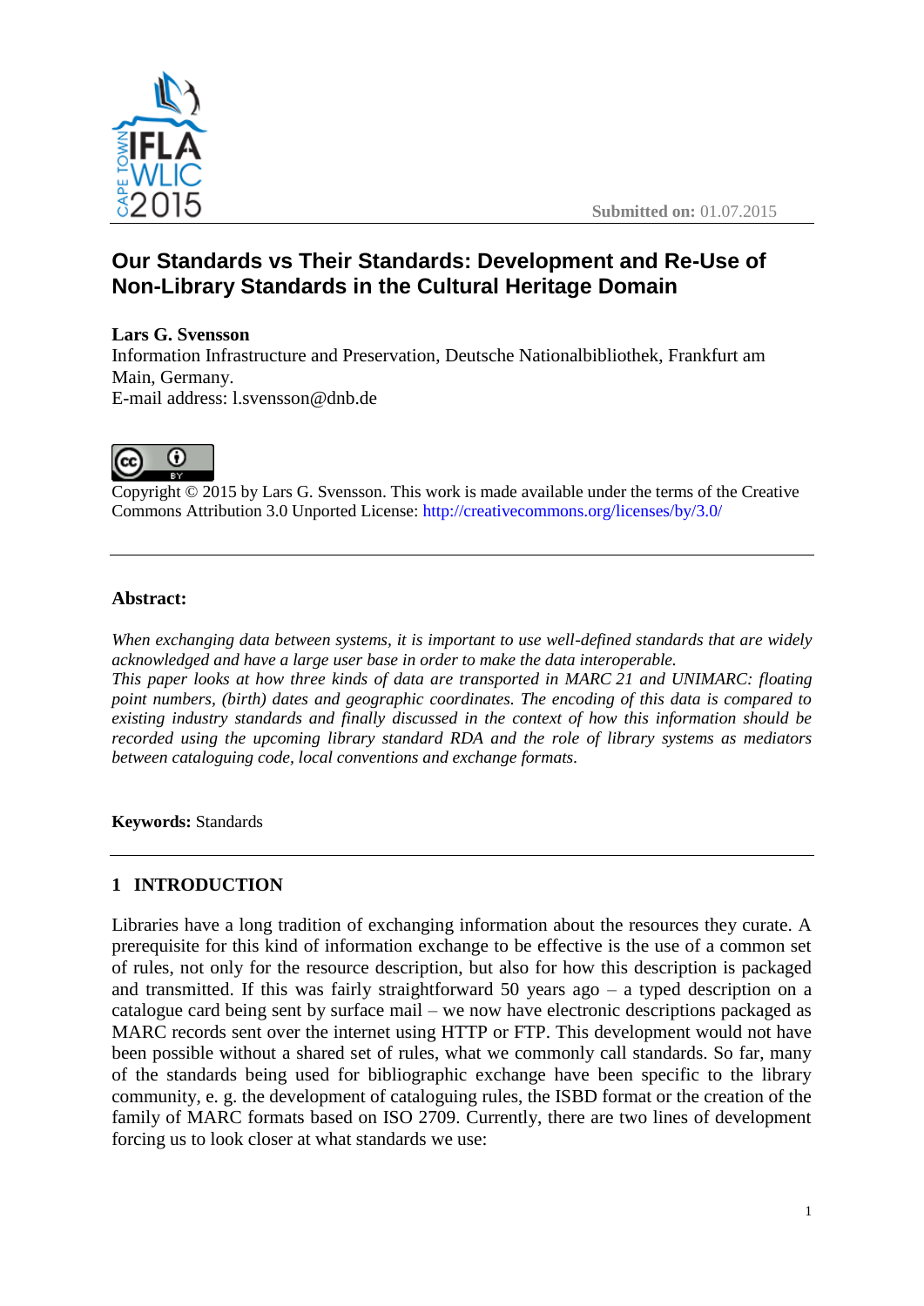Submitted on: 01.07.2015

# Our Standards vs Their Standards: Development and Re-Use of Non-Library Standards in the Cultural Heritage Domain

**Lars G. Svensson**
Information Infrastructure and Preservation, Deutsche Nationalbibliothek, Frankfurt am Main, Germany.
E-mail address: l.svensson@dnb.de

Copyright © 2015 by Lars G. Svensson. This work is made available under the terms of the Creative Commons Attribution 3.0 Unported License: http://creativecommons.org/licenses/by/3.0/

---

**Abstract:**

*When exchanging data between systems, it is important to use well-defined standards that are widely acknowledged and have a large user base in order to make the data interoperable.*
*This paper looks at how three kinds of data are transported in MARC 21 and UNIMARC: floating point numbers, (birth) dates and geographic coordinates. The encoding of this data is compared to existing industry standards and finally discussed in the context of how this information should be recorded using the upcoming library standard RDA and the role of library systems as mediators between cataloguing code, local conventions and exchange formats.*

**Keywords:** Standards

---

## 1 INTRODUCTION

Libraries have a long tradition of exchanging information about the resources they curate. A prerequisite for this kind of information exchange to be effective is the use of a common set of rules, not only for the resource description, but also for how this description is packaged and transmitted. If this was fairly straightforward 50 years ago – a typed description on a catalogue card being sent by surface mail – we now have electronic descriptions packaged as MARC records sent over the internet using HTTP or FTP. This development would not have been possible without a shared set of rules, what we commonly call standards. So far, many of the standards being used for bibliographic exchange have been specific to the library community, e. g. the development of cataloguing rules, the ISBD format or the creation of the family of MARC formats based on ISO 2709. Currently, there are two lines of development forcing us to look closer at what standards we use: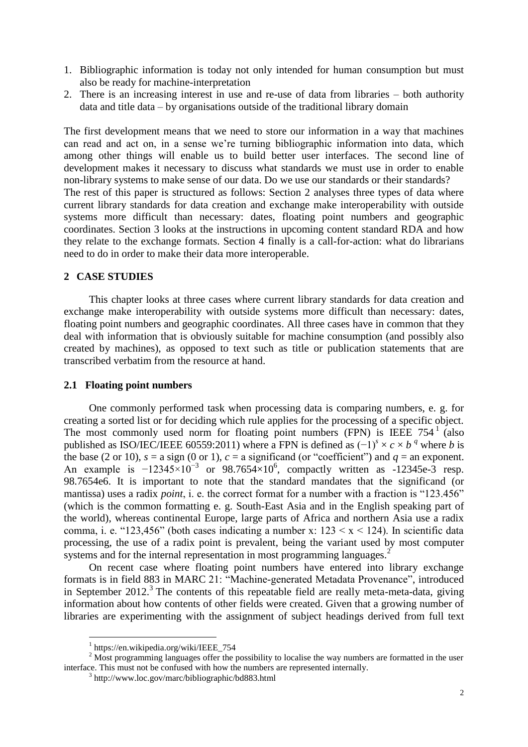1. Bibliographic information is today not only intended for human consumption but must also be ready for machine-interpretation
2. There is an increasing interest in use and re-use of data from libraries – both authority data and title data – by organisations outside of the traditional library domain

The first development means that we need to store our information in a way that machines can read and act on, in a sense we're turning bibliographic information into data, which among other things will enable us to build better user interfaces. The second line of development makes it necessary to discuss what standards we must use in order to enable non-library systems to make sense of our data. Do we use our standards or their standards?

The rest of this paper is structured as follows: Section 2 analyses three types of data where current library standards for data creation and exchange make interoperability with outside systems more difficult than necessary: dates, floating point numbers and geographic coordinates. Section 3 looks at the instructions in upcoming content standard RDA and how they relate to the exchange formats. Section 4 finally is a call-for-action: what do librarians need to do in order to make their data more interoperable.

## 2 CASE STUDIES

This chapter looks at three cases where current library standards for data creation and exchange make interoperability with outside systems more difficult than necessary: dates, floating point numbers and geographic coordinates. All three cases have in common that they deal with information that is obviously suitable for machine consumption (and possibly also created by machines), as opposed to text such as title or publication statements that are transcribed verbatim from the resource at hand.

### 2.1 Floating point numbers

One commonly performed task when processing data is comparing numbers, e. g. for creating a sorted list or for deciding which rule applies for the processing of a specific object. The most commonly used norm for floating point numbers (FPN) is IEEE 754[1] (also published as ISO/IEC/IEEE 60559:2011) where a FPN is defined as $(-1)^s \times c \times b^q$ where $b$ is the base (2 or 10), $s$ = a sign (0 or 1), $c$ = a significand (or "coefficient") and $q$ = an exponent. An example is $-12345 \times 10^{-3}$ or $98.7654 \times 10^6$, compactly written as -12345e-3 resp. 98.7654e6. It is important to note that the standard mandates that the significand (or mantissa) uses a radix *point*, i. e. the correct format for a number with a fraction is "123.456" (which is the common formatting e. g. South-East Asia and in the English speaking part of the world), whereas continental Europe, large parts of Africa and northern Asia use a radix comma, i. e. "123,456" (both cases indicating a number x: $123 < x < 124$). In scientific data processing, the use of a radix point is prevalent, being the variant used by most computer systems and for the internal representation in most programming languages.[2]

On recent case where floating point numbers have entered into library exchange formats is in field 883 in MARC 21: "Machine-generated Metadata Provenance", introduced in September 2012.[3] The contents of this repeatable field are really meta-meta-data, giving information about how contents of other fields were created. Given that a growing number of libraries are experimenting with the assignment of subject headings derived from full text

---

[1] https://en.wikipedia.org/wiki/IEEE_754

[2] Most programming languages offer the possibility to localise the way numbers are formatted in the user interface. This must not be confused with how the numbers are represented internally.

[3] http://www.loc.gov/marc/bibliographic/bd883.html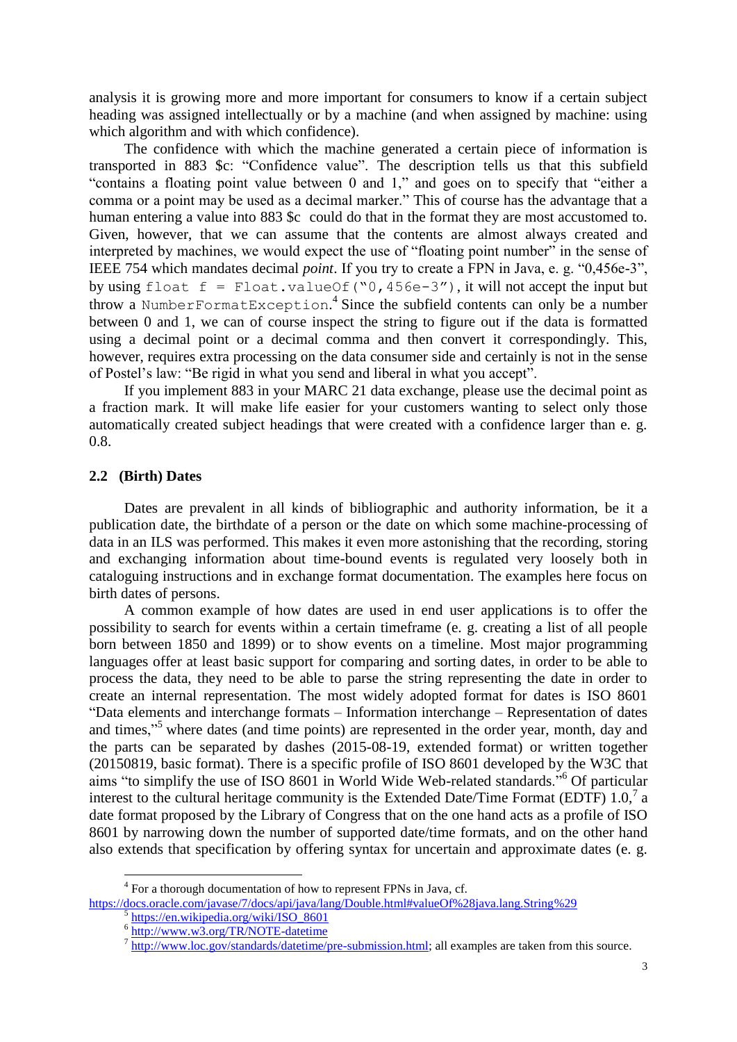analysis it is growing more and more important for consumers to know if a certain subject heading was assigned intellectually or by a machine (and when assigned by machine: using which algorithm and with which confidence).

The confidence with which the machine generated a certain piece of information is transported in 883 $c: "Confidence value". The description tells us that this subfield "contains a floating point value between 0 and 1," and goes on to specify that "either a comma or a point may be used as a decimal marker." This of course has the advantage that a human entering a value into 883 $c could do that in the format they are most accustomed to. Given, however, that we can assume that the contents are almost always created and interpreted by machines, we would expect the use of "floating point number" in the sense of IEEE 754 which mandates decimal *point*. If you try to create a FPN in Java, e. g. "0,456e-3", by using `float f = Float.valueOf("0,456e-3")`, it will not accept the input but throw a `NumberFormatException`.[4] Since the subfield contents can only be a number between 0 and 1, we can of course inspect the string to figure out if the data is formatted using a decimal point or a decimal comma and then convert it correspondingly. This, however, requires extra processing on the data consumer side and certainly is not in the sense of Postel's law: "Be rigid in what you send and liberal in what you accept".

If you implement 883 in your MARC 21 data exchange, please use the decimal point as a fraction mark. It will make life easier for your customers wanting to select only those automatically created subject headings that were created with a confidence larger than e. g. 0.8.

## 2.2 (Birth) Dates

Dates are prevalent in all kinds of bibliographic and authority information, be it a publication date, the birthdate of a person or the date on which some machine-processing of data in an ILS was performed. This makes it even more astonishing that the recording, storing and exchanging information about time-bound events is regulated very loosely both in cataloguing instructions and in exchange format documentation. The examples here focus on birth dates of persons.

A common example of how dates are used in end user applications is to offer the possibility to search for events within a certain timeframe (e. g. creating a list of all people born between 1850 and 1899) or to show events on a timeline. Most major programming languages offer at least basic support for comparing and sorting dates, in order to be able to process the data, they need to be able to parse the string representing the date in order to create an internal representation. The most widely adopted format for dates is ISO 8601 "Data elements and interchange formats – Information interchange – Representation of dates and times,"[5] where dates (and time points) are represented in the order year, month, day and the parts can be separated by dashes (2015-08-19, extended format) or written together (20150819, basic format). There is a specific profile of ISO 8601 developed by the W3C that aims "to simplify the use of ISO 8601 in World Wide Web-related standards."[6] Of particular interest to the cultural heritage community is the Extended Date/Time Format (EDTF) 1.0,[7] a date format proposed by the Library of Congress that on the one hand acts as a profile of ISO 8601 by narrowing down the number of supported date/time formats, and on the other hand also extends that specification by offering syntax for uncertain and approximate dates (e. g.

---

[4] For a thorough documentation of how to represent FPNs in Java, cf. https://docs.oracle.com/javase/7/docs/api/java/lang/Double.html#valueOf%28java.lang.String%29

[5] https://en.wikipedia.org/wiki/ISO_8601

[6] http://www.w3.org/TR/NOTE-datetime

[7] http://www.loc.gov/standards/datetime/pre-submission.html; all examples are taken from this source.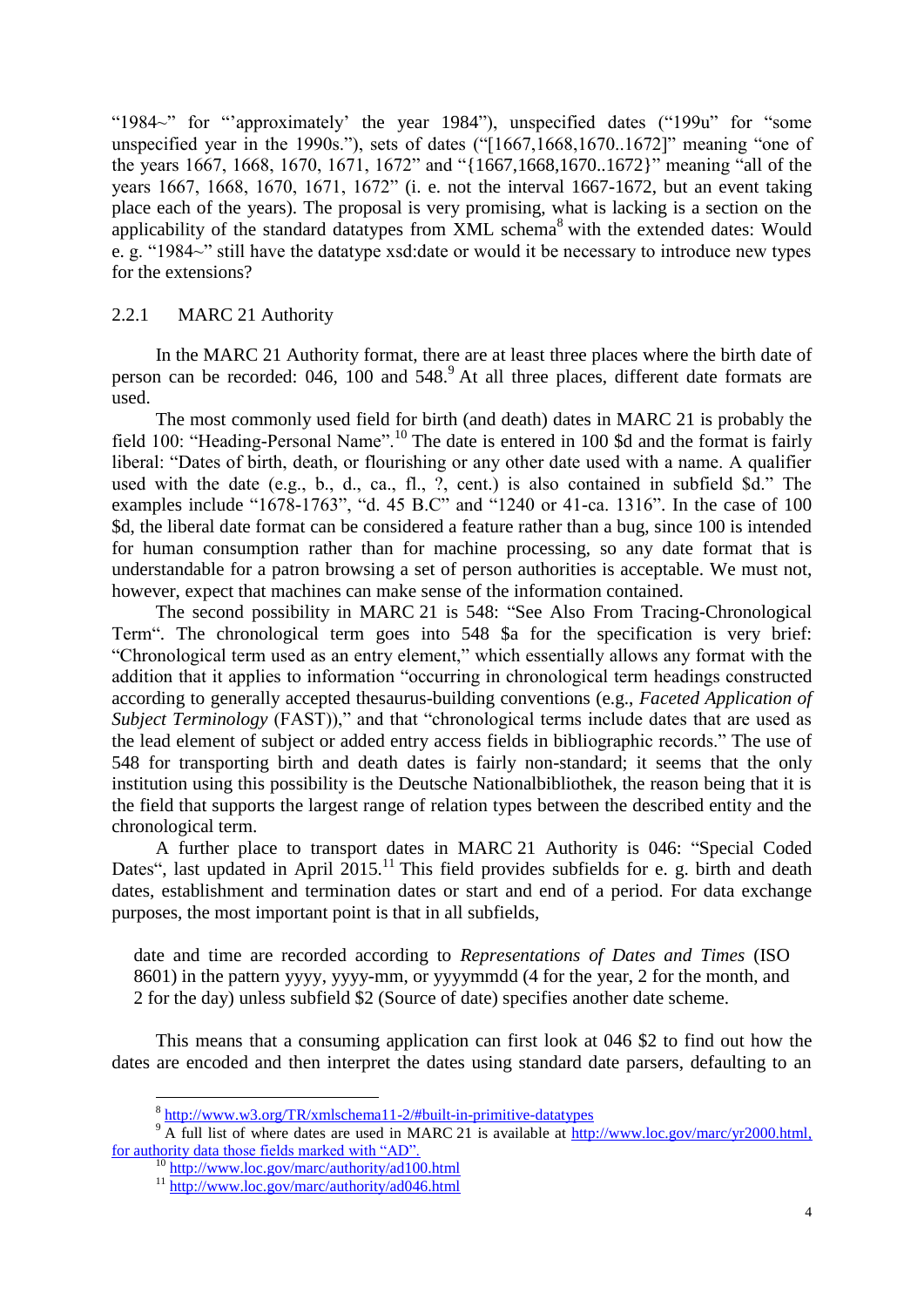"1984~" for "'approximately' the year 1984"), unspecified dates ("199u" for "some unspecified year in the 1990s."), sets of dates ("[1667,1668,1670..1672]" meaning "one of the years 1667, 1668, 1670, 1671, 1672" and "{1667,1668,1670..1672}" meaning "all of the years 1667, 1668, 1670, 1671, 1672" (i. e. not the interval 1667-1672, but an event taking place each of the years). The proposal is very promising, what is lacking is a section on the applicability of the standard datatypes from XML schema[8] with the extended dates: Would e. g. "1984~" still have the datatype xsd:date or would it be necessary to introduce new types for the extensions?

### 2.2.1 MARC 21 Authority

In the MARC 21 Authority format, there are at least three places where the birth date of person can be recorded: 046, 100 and 548.[9] At all three places, different date formats are used.

The most commonly used field for birth (and death) dates in MARC 21 is probably the field 100: "Heading-Personal Name".[10] The date is entered in 100 $d and the format is fairly liberal: "Dates of birth, death, or flourishing or any other date used with a name. A qualifier used with the date (e.g., b., d., ca., fl., ?, cent.) is also contained in subfield $d." The examples include "1678-1763", "d. 45 B.C" and "1240 or 41-ca. 1316". In the case of 100 $d, the liberal date format can be considered a feature rather than a bug, since 100 is intended for human consumption rather than for machine processing, so any date format that is understandable for a patron browsing a set of person authorities is acceptable. We must not, however, expect that machines can make sense of the information contained.

The second possibility in MARC 21 is 548: "See Also From Tracing-Chronological Term". The chronological term goes into 548 $a for the specification is very brief: "Chronological term used as an entry element," which essentially allows any format with the addition that it applies to information "occurring in chronological term headings constructed according to generally accepted thesaurus-building conventions (e.g., *Faceted Application of Subject Terminology* (FAST))," and that "chronological terms include dates that are used as the lead element of subject or added entry access fields in bibliographic records." The use of 548 for transporting birth and death dates is fairly non-standard; it seems that the only institution using this possibility is the Deutsche Nationalbibliothek, the reason being that it is the field that supports the largest range of relation types between the described entity and the chronological term.

A further place to transport dates in MARC 21 Authority is 046: "Special Coded Dates", last updated in April 2015.[11] This field provides subfields for e. g. birth and death dates, establishment and termination dates or start and end of a period. For data exchange purposes, the most important point is that in all subfields,

> date and time are recorded according to *Representations of Dates and Times* (ISO 8601) in the pattern yyyy, yyyy-mm, or yyyymmdd (4 for the year, 2 for the month, and 2 for the day) unless subfield $2 (Source of date) specifies another date scheme.

This means that a consuming application can first look at 046 $2 to find out how the dates are encoded and then interpret the dates using standard date parsers, defaulting to an

---

[8] http://www.w3.org/TR/xmlschema11-2/#built-in-primitive-datatypes

[9] A full list of where dates are used in MARC 21 is available at http://www.loc.gov/marc/yr2000.html, for authority data those fields marked with "AD".

[10] http://www.loc.gov/marc/authority/ad100.html

[11] http://www.loc.gov/marc/authority/ad046.html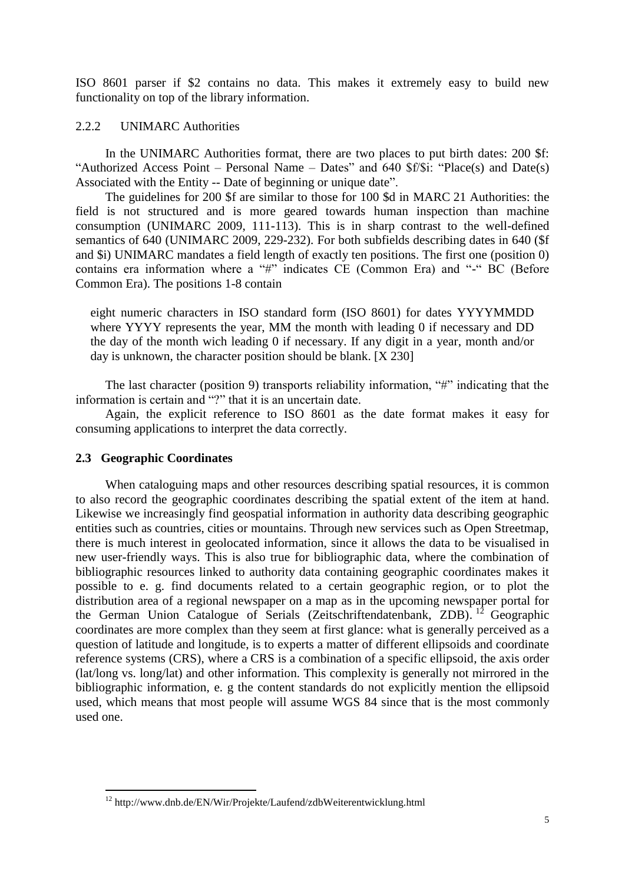ISO 8601 parser if $2 contains no data. This makes it extremely easy to build new functionality on top of the library information.

### 2.2.2 UNIMARC Authorities

In the UNIMARC Authorities format, there are two places to put birth dates: 200 $f: "Authorized Access Point – Personal Name – Dates" and 640 $f/$i: "Place(s) and Date(s) Associated with the Entity -- Date of beginning or unique date".

The guidelines for 200 $f are similar to those for 100 $d in MARC 21 Authorities: the field is not structured and is more geared towards human inspection than machine consumption (UNIMARC 2009, 111-113). This is in sharp contrast to the well-defined semantics of 640 (UNIMARC 2009, 229-232). For both subfields describing dates in 640 ($f and $i) UNIMARC mandates a field length of exactly ten positions. The first one (position 0) contains era information where a "#" indicates CE (Common Era) and "-" BC (Before Common Era). The positions 1-8 contain

> eight numeric characters in ISO standard form (ISO 8601) for dates YYYYMMDD where YYYY represents the year, MM the month with leading 0 if necessary and DD the day of the month wich leading 0 if necessary. If any digit in a year, month and/or day is unknown, the character position should be blank. [X 230]

The last character (position 9) transports reliability information, "#" indicating that the information is certain and "?" that it is an uncertain date.

Again, the explicit reference to ISO 8601 as the date format makes it easy for consuming applications to interpret the data correctly.

## 2.3 Geographic Coordinates

When cataloguing maps and other resources describing spatial resources, it is common to also record the geographic coordinates describing the spatial extent of the item at hand. Likewise we increasingly find geospatial information in authority data describing geographic entities such as countries, cities or mountains. Through new services such as Open Streetmap, there is much interest in geolocated information, since it allows the data to be visualised in new user-friendly ways. This is also true for bibliographic data, where the combination of bibliographic resources linked to authority data containing geographic coordinates makes it possible to e. g. find documents related to a certain geographic region, or to plot the distribution area of a regional newspaper on a map as in the upcoming newspaper portal for the German Union Catalogue of Serials (Zeitschriftendatenbank, ZDB).[12] Geographic coordinates are more complex than they seem at first glance: what is generally perceived as a question of latitude and longitude, is to experts a matter of different ellipsoids and coordinate reference systems (CRS), where a CRS is a combination of a specific ellipsoid, the axis order (lat/long vs. long/lat) and other information. This complexity is generally not mirrored in the bibliographic information, e. g the content standards do not explicitly mention the ellipsoid used, which means that most people will assume WGS 84 since that is the most commonly used one.

---

[12] http://www.dnb.de/EN/Wir/Projekte/Laufend/zdbWeiterentwicklung.html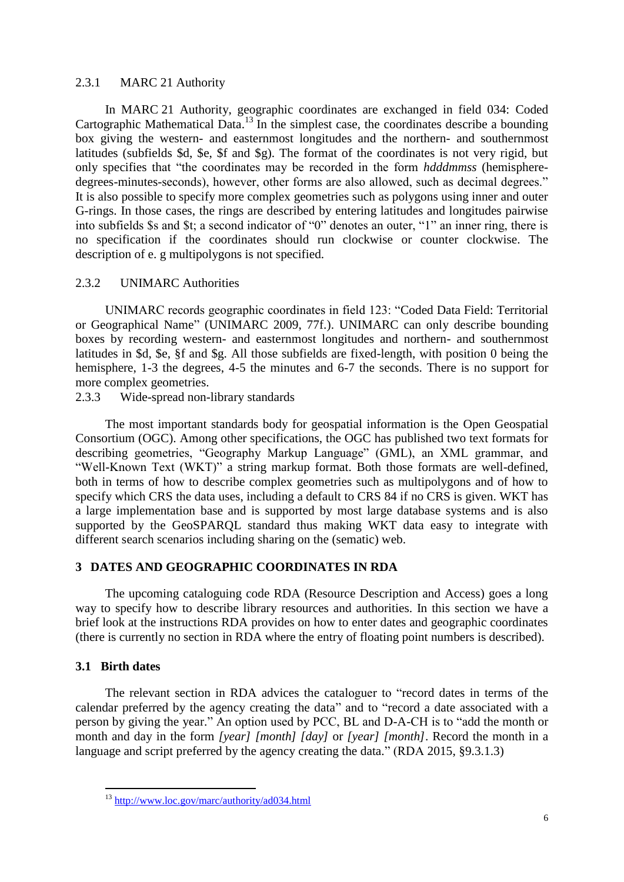### 2.3.1 MARC 21 Authority

In MARC 21 Authority, geographic coordinates are exchanged in field 034: Coded Cartographic Mathematical Data.[13] In the simplest case, the coordinates describe a bounding box giving the western- and easternmost longitudes and the northern- and southernmost latitudes (subfields $d, $e, $f and $g). The format of the coordinates is not very rigid, but only specifies that "the coordinates may be recorded in the form *hdddmmss* (hemisphere-degrees-minutes-seconds), however, other forms are also allowed, such as decimal degrees." It is also possible to specify more complex geometries such as polygons using inner and outer G-rings. In those cases, the rings are described by entering latitudes and longitudes pairwise into subfields $s and $t; a second indicator of "0" denotes an outer, "1" an inner ring, there is no specification if the coordinates should run clockwise or counter clockwise. The description of e. g multipolygons is not specified.

### 2.3.2 UNIMARC Authorities

UNIMARC records geographic coordinates in field 123: "Coded Data Field: Territorial or Geographical Name" (UNIMARC 2009, 77f.). UNIMARC can only describe bounding boxes by recording western- and easternmost longitudes and northern- and southernmost latitudes in $d, $e, §f and $g. All those subfields are fixed-length, with position 0 being the hemisphere, 1-3 the degrees, 4-5 the minutes and 6-7 the seconds. There is no support for more complex geometries.

### 2.3.3 Wide-spread non-library standards

The most important standards body for geospatial information is the Open Geospatial Consortium (OGC). Among other specifications, the OGC has published two text formats for describing geometries, "Geography Markup Language" (GML), an XML grammar, and "Well-Known Text (WKT)" a string markup format. Both those formats are well-defined, both in terms of how to describe complex geometries such as multipolygons and of how to specify which CRS the data uses, including a default to CRS 84 if no CRS is given. WKT has a large implementation base and is supported by most large database systems and is also supported by the GeoSPARQL standard thus making WKT data easy to integrate with different search scenarios including sharing on the (sematic) web.

## 3 DATES AND GEOGRAPHIC COORDINATES IN RDA

The upcoming cataloguing code RDA (Resource Description and Access) goes a long way to specify how to describe library resources and authorities. In this section we have a brief look at the instructions RDA provides on how to enter dates and geographic coordinates (there is currently no section in RDA where the entry of floating point numbers is described).

### 3.1 Birth dates

The relevant section in RDA advices the cataloguer to "record dates in terms of the calendar preferred by the agency creating the data" and to "record a date associated with a person by giving the year." An option used by PCC, BL and D-A-CH is to "add the month or month and day in the form *[year] [month] [day]* or *[year] [month]*. Record the month in a language and script preferred by the agency creating the data." (RDA 2015, §9.3.1.3)

---

[13] http://www.loc.gov/marc/authority/ad034.html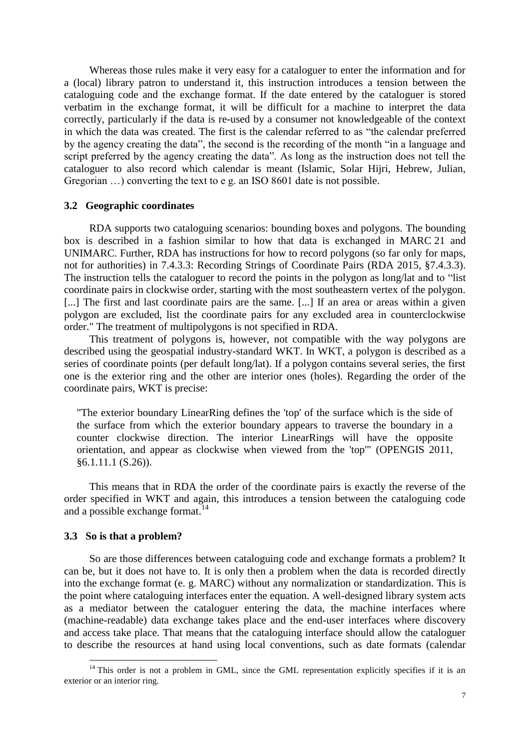Whereas those rules make it very easy for a cataloguer to enter the information and for a (local) library patron to understand it, this instruction introduces a tension between the cataloguing code and the exchange format. If the date entered by the cataloguer is stored verbatim in the exchange format, it will be difficult for a machine to interpret the data correctly, particularly if the data is re-used by a consumer not knowledgeable of the context in which the data was created. The first is the calendar referred to as "the calendar preferred by the agency creating the data", the second is the recording of the month "in a language and script preferred by the agency creating the data". As long as the instruction does not tell the cataloguer to also record which calendar is meant (Islamic, Solar Hijri, Hebrew, Julian, Gregorian …) converting the text to e g. an ISO 8601 date is not possible.

### 3.2 Geographic coordinates

RDA supports two cataloguing scenarios: bounding boxes and polygons. The bounding box is described in a fashion similar to how that data is exchanged in MARC 21 and UNIMARC. Further, RDA has instructions for how to record polygons (so far only for maps, not for authorities) in 7.4.3.3: Recording Strings of Coordinate Pairs (RDA 2015, §7.4.3.3). The instruction tells the cataloguer to record the points in the polygon as long/lat and to "list coordinate pairs in clockwise order, starting with the most southeastern vertex of the polygon. [...] The first and last coordinate pairs are the same. [...] If an area or areas within a given polygon are excluded, list the coordinate pairs for any excluded area in counterclockwise order." The treatment of multipolygons is not specified in RDA.

This treatment of polygons is, however, not compatible with the way polygons are described using the geospatial industry-standard WKT. In WKT, a polygon is described as a series of coordinate points (per default long/lat). If a polygon contains several series, the first one is the exterior ring and the other are interior ones (holes). Regarding the order of the coordinate pairs, WKT is precise:

> "The exterior boundary LinearRing defines the 'top' of the surface which is the side of the surface from which the exterior boundary appears to traverse the boundary in a counter clockwise direction. The interior LinearRings will have the opposite orientation, and appear as clockwise when viewed from the 'top'" (OPENGIS 2011, §6.1.11.1 (S.26)).

This means that in RDA the order of the coordinate pairs is exactly the reverse of the order specified in WKT and again, this introduces a tension between the cataloguing code and a possible exchange format.[14]

### 3.3 So is that a problem?

So are those differences between cataloguing code and exchange formats a problem? It can be, but it does not have to. It is only then a problem when the data is recorded directly into the exchange format (e. g. MARC) without any normalization or standardization. This is the point where cataloguing interfaces enter the equation. A well-designed library system acts as a mediator between the cataloguer entering the data, the machine interfaces where (machine-readable) data exchange takes place and the end-user interfaces where discovery and access take place. That means that the cataloguing interface should allow the cataloguer to describe the resources at hand using local conventions, such as date formats (calendar

[14] This order is not a problem in GML, since the GML representation explicitly specifies if it is an exterior or an interior ring.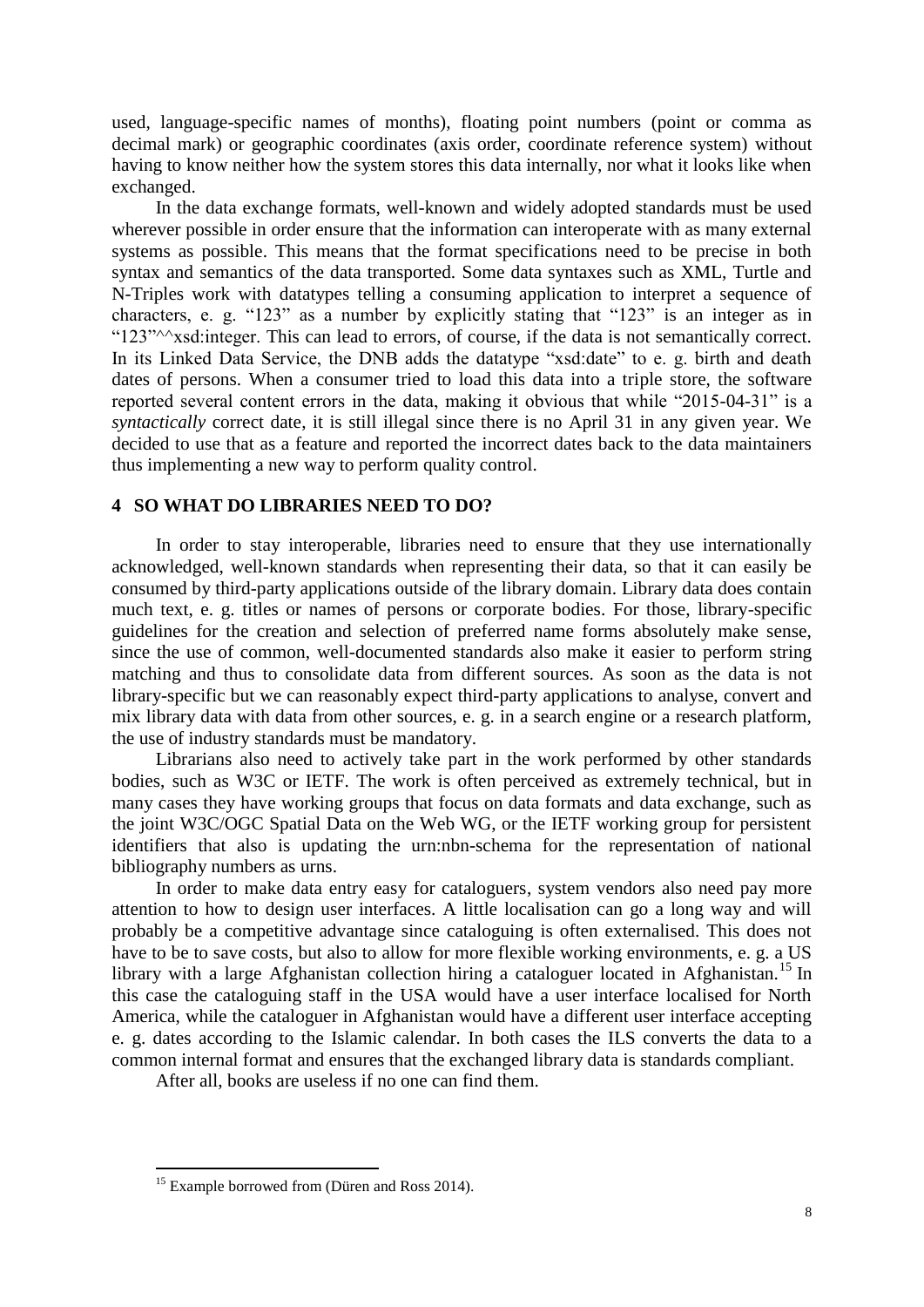used, language-specific names of months), floating point numbers (point or comma as decimal mark) or geographic coordinates (axis order, coordinate reference system) without having to know neither how the system stores this data internally, nor what it looks like when exchanged.

In the data exchange formats, well-known and widely adopted standards must be used wherever possible in order ensure that the information can interoperate with as many external systems as possible. This means that the format specifications need to be precise in both syntax and semantics of the data transported. Some data syntaxes such as XML, Turtle and N-Triples work with datatypes telling a consuming application to interpret a sequence of characters, e. g. "123" as a number by explicitly stating that "123" is an integer as in "123"^^xsd:integer. This can lead to errors, of course, if the data is not semantically correct. In its Linked Data Service, the DNB adds the datatype "xsd:date" to e. g. birth and death dates of persons. When a consumer tried to load this data into a triple store, the software reported several content errors in the data, making it obvious that while "2015-04-31" is a *syntactically* correct date, it is still illegal since there is no April 31 in any given year. We decided to use that as a feature and reported the incorrect dates back to the data maintainers thus implementing a new way to perform quality control.

## 4 SO WHAT DO LIBRARIES NEED TO DO?

In order to stay interoperable, libraries need to ensure that they use internationally acknowledged, well-known standards when representing their data, so that it can easily be consumed by third-party applications outside of the library domain. Library data does contain much text, e. g. titles or names of persons or corporate bodies. For those, library-specific guidelines for the creation and selection of preferred name forms absolutely make sense, since the use of common, well-documented standards also make it easier to perform string matching and thus to consolidate data from different sources. As soon as the data is not library-specific but we can reasonably expect third-party applications to analyse, convert and mix library data with data from other sources, e. g. in a search engine or a research platform, the use of industry standards must be mandatory.

Librarians also need to actively take part in the work performed by other standards bodies, such as W3C or IETF. The work is often perceived as extremely technical, but in many cases they have working groups that focus on data formats and data exchange, such as the joint W3C/OGC Spatial Data on the Web WG, or the IETF working group for persistent identifiers that also is updating the urn:nbn-schema for the representation of national bibliography numbers as urns.

In order to make data entry easy for cataloguers, system vendors also need pay more attention to how to design user interfaces. A little localisation can go a long way and will probably be a competitive advantage since cataloguing is often externalised. This does not have to be to save costs, but also to allow for more flexible working environments, e. g. a US library with a large Afghanistan collection hiring a cataloguer located in Afghanistan.[15] In this case the cataloguing staff in the USA would have a user interface localised for North America, while the cataloguer in Afghanistan would have a different user interface accepting e. g. dates according to the Islamic calendar. In both cases the ILS converts the data to a common internal format and ensures that the exchanged library data is standards compliant.

After all, books are useless if no one can find them.

[15] Example borrowed from (Düren and Ross 2014).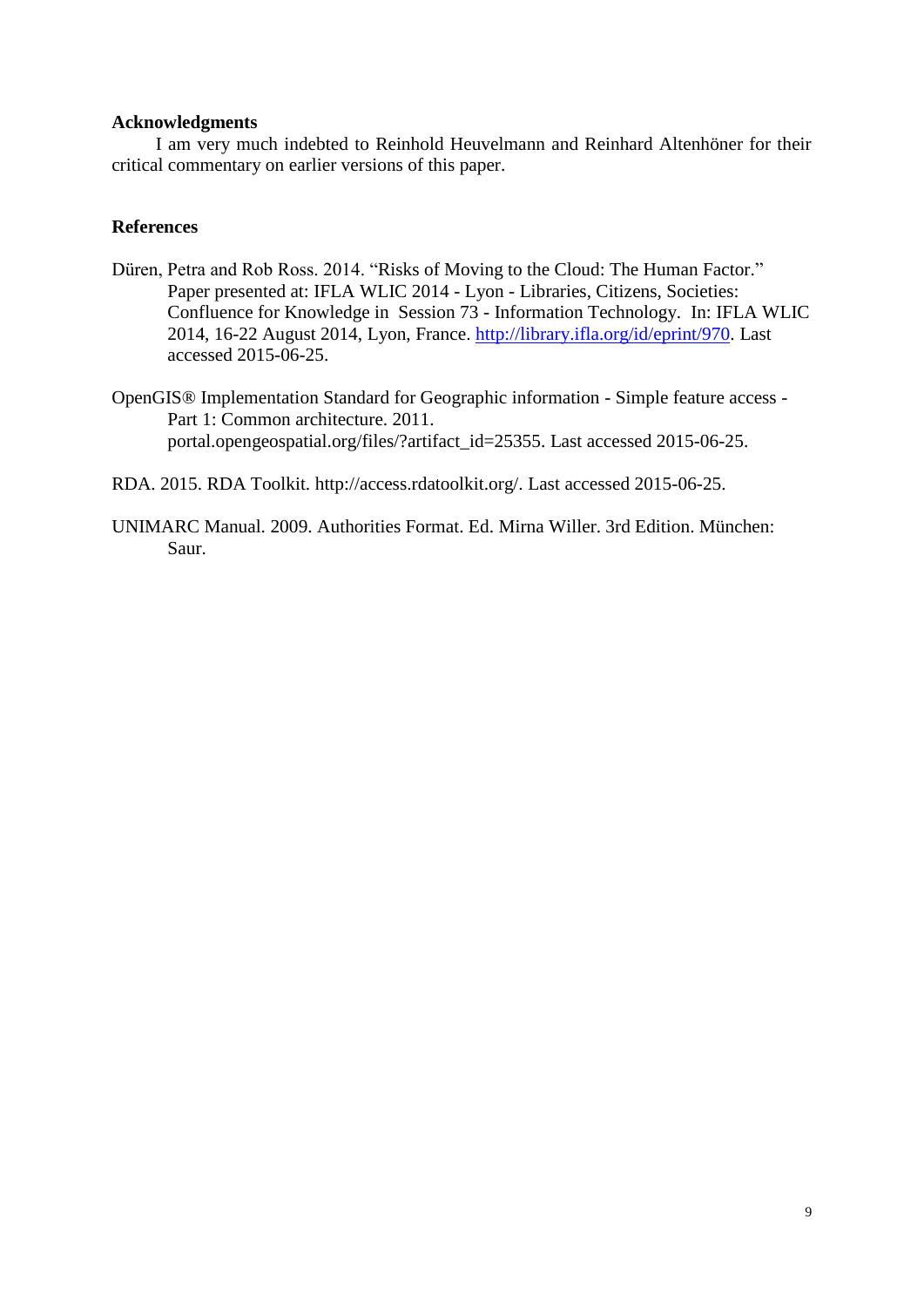**Acknowledgments**

I am very much indebted to Reinhold Heuvelmann and Reinhard Altenhöner for their critical commentary on earlier versions of this paper.

**References**

Düren, Petra and Rob Ross. 2014. “Risks of Moving to the Cloud: The Human Factor.” Paper presented at: IFLA WLIC 2014 - Lyon - Libraries, Citizens, Societies: Confluence for Knowledge in Session 73 - Information Technology. In: IFLA WLIC 2014, 16-22 August 2014, Lyon, France. http://library.ifla.org/id/eprint/970. Last accessed 2015-06-25.

OpenGIS® Implementation Standard for Geographic information - Simple feature access - Part 1: Common architecture. 2011. portal.opengeospatial.org/files/?artifact_id=25355. Last accessed 2015-06-25.

RDA. 2015. RDA Toolkit. http://access.rdatoolkit.org/. Last accessed 2015-06-25.

UNIMARC Manual. 2009. Authorities Format. Ed. Mirna Willer. 3rd Edition. München: Saur.